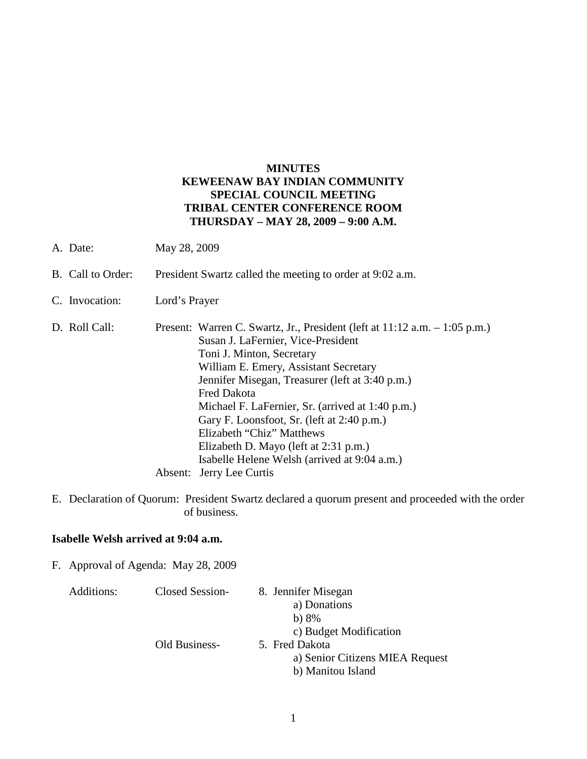# MINUTES
# KEWEENAW BAY INDIAN COMMUNITY
# SPECIAL COUNCIL MEETING
# TRIBAL CENTER CONFERENCE ROOM
# THURSDAY – MAY 28, 2009 – 9:00 A.M.

A. Date: May 28, 2009

B. Call to Order: President Swartz called the meeting to order at 9:02 a.m.

C. Invocation: Lord's Prayer

D. Roll Call: Present: Warren C. Swartz, Jr., President (left at 11:12 a.m. – 1:05 p.m.)
   - Susan J. LaFernier, Vice-President
   - Toni J. Minton, Secretary
   - William E. Emery, Assistant Secretary
   - Jennifer Misegan, Treasurer (left at 3:40 p.m.)
   - Fred Dakota
   - Michael F. LaFernier, Sr. (arrived at 1:40 p.m.)
   - Gary F. Loonsfoot, Sr. (left at 2:40 p.m.)
   - Elizabeth "Chiz" Matthews
   - Elizabeth D. Mayo (left at 2:31 p.m.)
   - Isabelle Helene Welsh (arrived at 9:04 a.m.)

   Absent: Jerry Lee Curtis

E. Declaration of Quorum: President Swartz declared a quorum present and proceeded with the order of business.

**Isabelle Welsh arrived at 9:04 a.m.**

F. Approval of Agenda: May 28, 2009

Additions:

Closed Session- 8. Jennifer Misegan
- a) Donations
- b) 8%
- c) Budget Modification

Old Business- 5. Fred Dakota
- a) Senior Citizens MIEA Request
- b) Manitou Island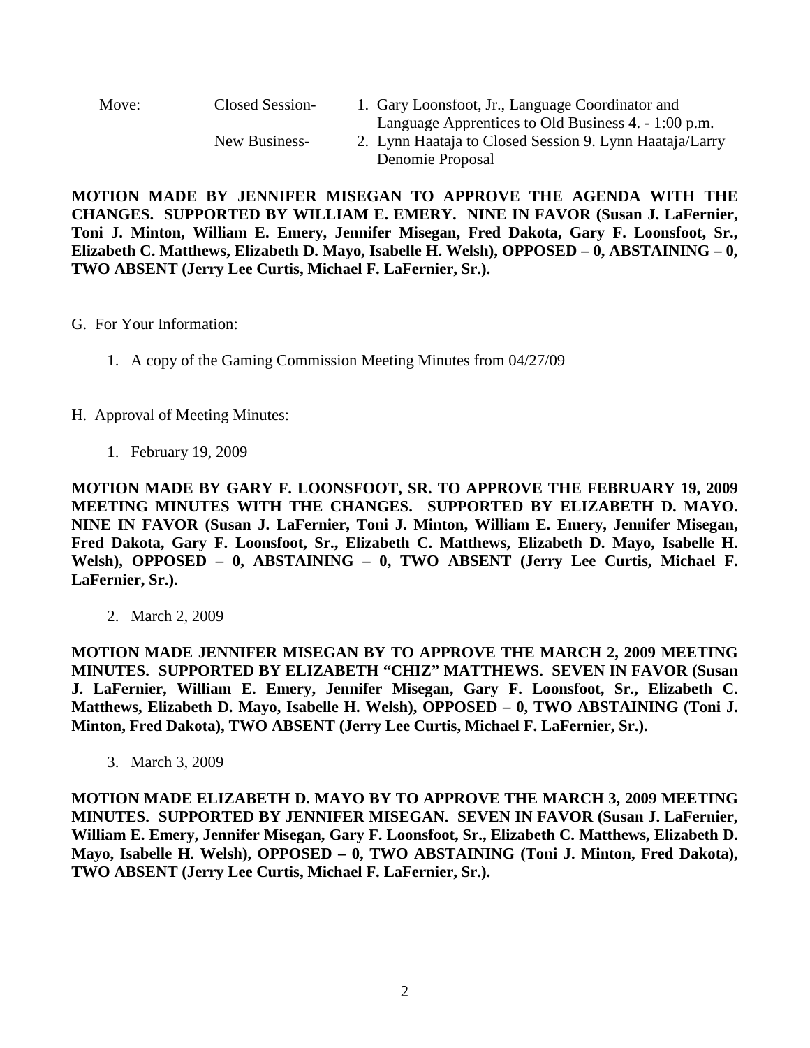Move: Closed Session- 1. Gary Loonsfoot, Jr., Language Coordinator and Language Apprentices to Old Business 4. - 1:00 p.m.

New Business- 2. Lynn Haataja to Closed Session 9. Lynn Haataja/Larry Denomie Proposal

**MOTION MADE BY JENNIFER MISEGAN TO APPROVE THE AGENDA WITH THE CHANGES. SUPPORTED BY WILLIAM E. EMERY. NINE IN FAVOR (Susan J. LaFernier, Toni J. Minton, William E. Emery, Jennifer Misegan, Fred Dakota, Gary F. Loonsfoot, Sr., Elizabeth C. Matthews, Elizabeth D. Mayo, Isabelle H. Welsh), OPPOSED – 0, ABSTAINING – 0, TWO ABSENT (Jerry Lee Curtis, Michael F. LaFernier, Sr.).**

G. For Your Information:

1. A copy of the Gaming Commission Meeting Minutes from 04/27/09

H. Approval of Meeting Minutes:

1. February 19, 2009

**MOTION MADE BY GARY F. LOONSFOOT, SR. TO APPROVE THE FEBRUARY 19, 2009 MEETING MINUTES WITH THE CHANGES. SUPPORTED BY ELIZABETH D. MAYO. NINE IN FAVOR (Susan J. LaFernier, Toni J. Minton, William E. Emery, Jennifer Misegan, Fred Dakota, Gary F. Loonsfoot, Sr., Elizabeth C. Matthews, Elizabeth D. Mayo, Isabelle H. Welsh), OPPOSED – 0, ABSTAINING – 0, TWO ABSENT (Jerry Lee Curtis, Michael F. LaFernier, Sr.).**

2. March 2, 2009

**MOTION MADE JENNIFER MISEGAN BY TO APPROVE THE MARCH 2, 2009 MEETING MINUTES. SUPPORTED BY ELIZABETH "CHIZ" MATTHEWS. SEVEN IN FAVOR (Susan J. LaFernier, William E. Emery, Jennifer Misegan, Gary F. Loonsfoot, Sr., Elizabeth C. Matthews, Elizabeth D. Mayo, Isabelle H. Welsh), OPPOSED – 0, TWO ABSTAINING (Toni J. Minton, Fred Dakota), TWO ABSENT (Jerry Lee Curtis, Michael F. LaFernier, Sr.).**

3. March 3, 2009

**MOTION MADE ELIZABETH D. MAYO BY TO APPROVE THE MARCH 3, 2009 MEETING MINUTES. SUPPORTED BY JENNIFER MISEGAN. SEVEN IN FAVOR (Susan J. LaFernier, William E. Emery, Jennifer Misegan, Gary F. Loonsfoot, Sr., Elizabeth C. Matthews, Elizabeth D. Mayo, Isabelle H. Welsh), OPPOSED – 0, TWO ABSTAINING (Toni J. Minton, Fred Dakota), TWO ABSENT (Jerry Lee Curtis, Michael F. LaFernier, Sr.).**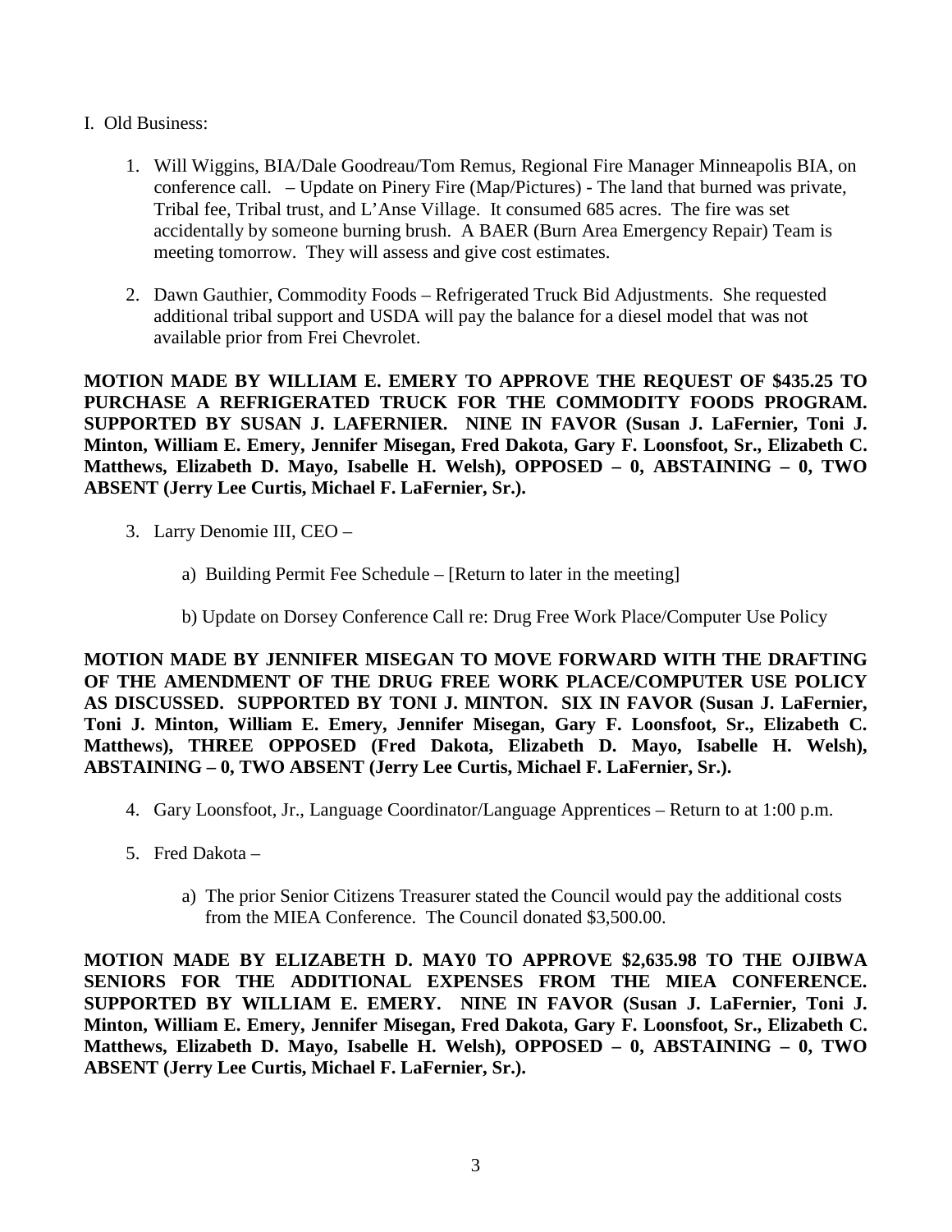I. Old Business:

1. Will Wiggins, BIA/Dale Goodreau/Tom Remus, Regional Fire Manager Minneapolis BIA, on conference call. – Update on Pinery Fire (Map/Pictures) - The land that burned was private, Tribal fee, Tribal trust, and L'Anse Village. It consumed 685 acres. The fire was set accidentally by someone burning brush. A BAER (Burn Area Emergency Repair) Team is meeting tomorrow. They will assess and give cost estimates.

2. Dawn Gauthier, Commodity Foods – Refrigerated Truck Bid Adjustments. She requested additional tribal support and USDA will pay the balance for a diesel model that was not available prior from Frei Chevrolet.

**MOTION MADE BY WILLIAM E. EMERY TO APPROVE THE REQUEST OF $435.25 TO PURCHASE A REFRIGERATED TRUCK FOR THE COMMODITY FOODS PROGRAM. SUPPORTED BY SUSAN J. LAFERNIER. NINE IN FAVOR (Susan J. LaFernier, Toni J. Minton, William E. Emery, Jennifer Misegan, Fred Dakota, Gary F. Loonsfoot, Sr., Elizabeth C. Matthews, Elizabeth D. Mayo, Isabelle H. Welsh), OPPOSED – 0, ABSTAINING – 0, TWO ABSENT (Jerry Lee Curtis, Michael F. LaFernier, Sr.).**

3. Larry Denomie III, CEO –

   a) Building Permit Fee Schedule – [Return to later in the meeting]

   b) Update on Dorsey Conference Call re: Drug Free Work Place/Computer Use Policy

**MOTION MADE BY JENNIFER MISEGAN TO MOVE FORWARD WITH THE DRAFTING OF THE AMENDMENT OF THE DRUG FREE WORK PLACE/COMPUTER USE POLICY AS DISCUSSED. SUPPORTED BY TONI J. MINTON. SIX IN FAVOR (Susan J. LaFernier, Toni J. Minton, William E. Emery, Jennifer Misegan, Gary F. Loonsfoot, Sr., Elizabeth C. Matthews), THREE OPPOSED (Fred Dakota, Elizabeth D. Mayo, Isabelle H. Welsh), ABSTAINING – 0, TWO ABSENT (Jerry Lee Curtis, Michael F. LaFernier, Sr.).**

4. Gary Loonsfoot, Jr., Language Coordinator/Language Apprentices – Return to at 1:00 p.m.

5. Fred Dakota –

   a) The prior Senior Citizens Treasurer stated the Council would pay the additional costs from the MIEA Conference. The Council donated $3,500.00.

**MOTION MADE BY ELIZABETH D. MAY0 TO APPROVE $2,635.98 TO THE OJIBWA SENIORS FOR THE ADDITIONAL EXPENSES FROM THE MIEA CONFERENCE. SUPPORTED BY WILLIAM E. EMERY. NINE IN FAVOR (Susan J. LaFernier, Toni J. Minton, William E. Emery, Jennifer Misegan, Fred Dakota, Gary F. Loonsfoot, Sr., Elizabeth C. Matthews, Elizabeth D. Mayo, Isabelle H. Welsh), OPPOSED – 0, ABSTAINING – 0, TWO ABSENT (Jerry Lee Curtis, Michael F. LaFernier, Sr.).**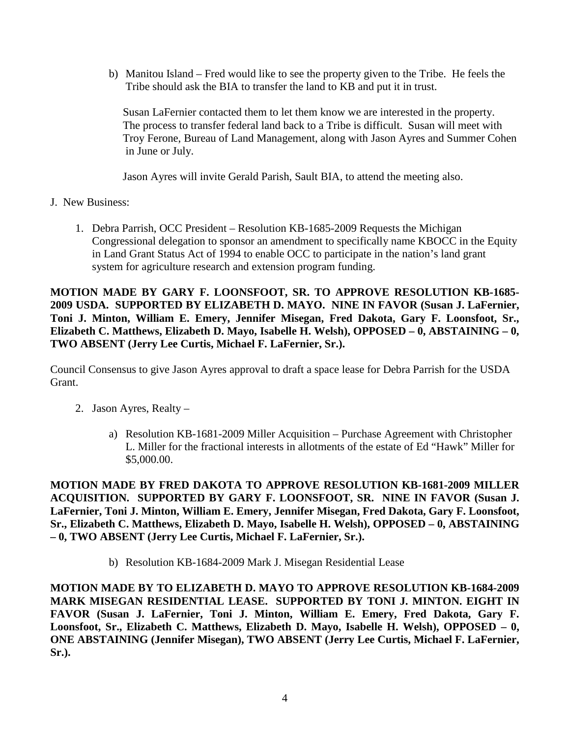b) Manitou Island – Fred would like to see the property given to the Tribe. He feels the Tribe should ask the BIA to transfer the land to KB and put it in trust.

Susan LaFernier contacted them to let them know we are interested in the property. The process to transfer federal land back to a Tribe is difficult. Susan will meet with Troy Ferone, Bureau of Land Management, along with Jason Ayres and Summer Cohen in June or July.

Jason Ayres will invite Gerald Parish, Sault BIA, to attend the meeting also.

J. New Business:

1. Debra Parrish, OCC President – Resolution KB-1685-2009 Requests the Michigan Congressional delegation to sponsor an amendment to specifically name KBOCC in the Equity in Land Grant Status Act of 1994 to enable OCC to participate in the nation's land grant system for agriculture research and extension program funding.

**MOTION MADE BY GARY F. LOONSFOOT, SR. TO APPROVE RESOLUTION KB-1685-2009 USDA. SUPPORTED BY ELIZABETH D. MAYO. NINE IN FAVOR (Susan J. LaFernier, Toni J. Minton, William E. Emery, Jennifer Misegan, Fred Dakota, Gary F. Loonsfoot, Sr., Elizabeth C. Matthews, Elizabeth D. Mayo, Isabelle H. Welsh), OPPOSED – 0, ABSTAINING – 0, TWO ABSENT (Jerry Lee Curtis, Michael F. LaFernier, Sr.).**

Council Consensus to give Jason Ayres approval to draft a space lease for Debra Parrish for the USDA Grant.

2. Jason Ayres, Realty –

   a) Resolution KB-1681-2009 Miller Acquisition – Purchase Agreement with Christopher L. Miller for the fractional interests in allotments of the estate of Ed "Hawk" Miller for $5,000.00.

**MOTION MADE BY FRED DAKOTA TO APPROVE RESOLUTION KB-1681-2009 MILLER ACQUISITION. SUPPORTED BY GARY F. LOONSFOOT, SR. NINE IN FAVOR (Susan J. LaFernier, Toni J. Minton, William E. Emery, Jennifer Misegan, Fred Dakota, Gary F. Loonsfoot, Sr., Elizabeth C. Matthews, Elizabeth D. Mayo, Isabelle H. Welsh), OPPOSED – 0, ABSTAINING – 0, TWO ABSENT (Jerry Lee Curtis, Michael F. LaFernier, Sr.).**

   b) Resolution KB-1684-2009 Mark J. Misegan Residential Lease

**MOTION MADE BY TO ELIZABETH D. MAYO TO APPROVE RESOLUTION KB-1684-2009 MARK MISEGAN RESIDENTIAL LEASE. SUPPORTED BY TONI J. MINTON. EIGHT IN FAVOR (Susan J. LaFernier, Toni J. Minton, William E. Emery, Fred Dakota, Gary F. Loonsfoot, Sr., Elizabeth C. Matthews, Elizabeth D. Mayo, Isabelle H. Welsh), OPPOSED – 0, ONE ABSTAINING (Jennifer Misegan), TWO ABSENT (Jerry Lee Curtis, Michael F. LaFernier, Sr.).**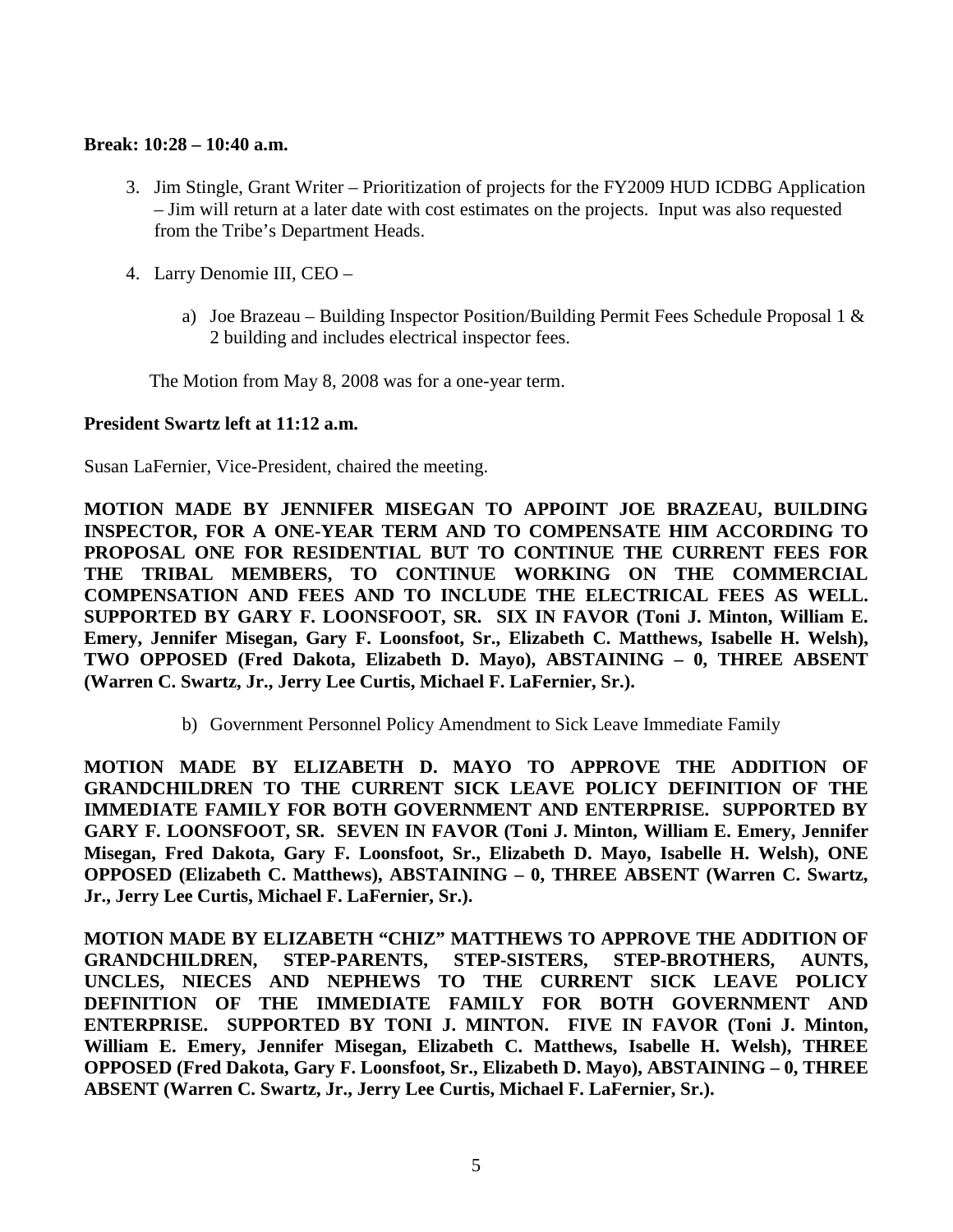**Break: 10:28 – 10:40 a.m.**

3. Jim Stingle, Grant Writer – Prioritization of projects for the FY2009 HUD ICDBG Application – Jim will return at a later date with cost estimates on the projects. Input was also requested from the Tribe's Department Heads.

4. Larry Denomie III, CEO –

    a) Joe Brazeau – Building Inspector Position/Building Permit Fees Schedule Proposal 1 & 2 building and includes electrical inspector fees.

The Motion from May 8, 2008 was for a one-year term.

**President Swartz left at 11:12 a.m.**

Susan LaFernier, Vice-President, chaired the meeting.

**MOTION MADE BY JENNIFER MISEGAN TO APPOINT JOE BRAZEAU, BUILDING INSPECTOR, FOR A ONE-YEAR TERM AND TO COMPENSATE HIM ACCORDING TO PROPOSAL ONE FOR RESIDENTIAL BUT TO CONTINUE THE CURRENT FEES FOR THE TRIBAL MEMBERS, TO CONTINUE WORKING ON THE COMMERCIAL COMPENSATION AND FEES AND TO INCLUDE THE ELECTRICAL FEES AS WELL. SUPPORTED BY GARY F. LOONSFOOT, SR. SIX IN FAVOR (Toni J. Minton, William E. Emery, Jennifer Misegan, Gary F. Loonsfoot, Sr., Elizabeth C. Matthews, Isabelle H. Welsh), TWO OPPOSED (Fred Dakota, Elizabeth D. Mayo), ABSTAINING – 0, THREE ABSENT (Warren C. Swartz, Jr., Jerry Lee Curtis, Michael F. LaFernier, Sr.).**

b) Government Personnel Policy Amendment to Sick Leave Immediate Family

**MOTION MADE BY ELIZABETH D. MAYO TO APPROVE THE ADDITION OF GRANDCHILDREN TO THE CURRENT SICK LEAVE POLICY DEFINITION OF THE IMMEDIATE FAMILY FOR BOTH GOVERNMENT AND ENTERPRISE. SUPPORTED BY GARY F. LOONSFOOT, SR. SEVEN IN FAVOR (Toni J. Minton, William E. Emery, Jennifer Misegan, Fred Dakota, Gary F. Loonsfoot, Sr., Elizabeth D. Mayo, Isabelle H. Welsh), ONE OPPOSED (Elizabeth C. Matthews), ABSTAINING – 0, THREE ABSENT (Warren C. Swartz, Jr., Jerry Lee Curtis, Michael F. LaFernier, Sr.).**

**MOTION MADE BY ELIZABETH "CHIZ" MATTHEWS TO APPROVE THE ADDITION OF GRANDCHILDREN, STEP-PARENTS, STEP-SISTERS, STEP-BROTHERS, AUNTS, UNCLES, NIECES AND NEPHEWS TO THE CURRENT SICK LEAVE POLICY DEFINITION OF THE IMMEDIATE FAMILY FOR BOTH GOVERNMENT AND ENTERPRISE. SUPPORTED BY TONI J. MINTON. FIVE IN FAVOR (Toni J. Minton, William E. Emery, Jennifer Misegan, Elizabeth C. Matthews, Isabelle H. Welsh), THREE OPPOSED (Fred Dakota, Gary F. Loonsfoot, Sr., Elizabeth D. Mayo), ABSTAINING – 0, THREE ABSENT (Warren C. Swartz, Jr., Jerry Lee Curtis, Michael F. LaFernier, Sr.).**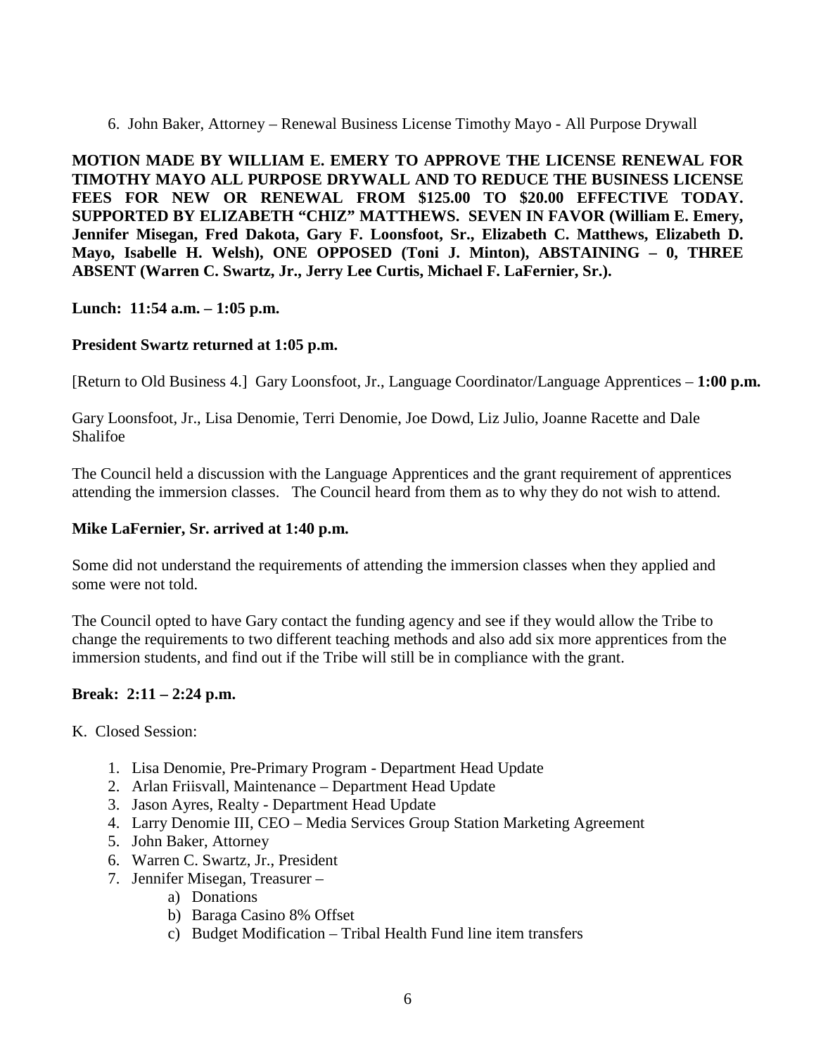6. John Baker, Attorney – Renewal Business License Timothy Mayo - All Purpose Drywall

**MOTION MADE BY WILLIAM E. EMERY TO APPROVE THE LICENSE RENEWAL FOR TIMOTHY MAYO ALL PURPOSE DRYWALL AND TO REDUCE THE BUSINESS LICENSE FEES FOR NEW OR RENEWAL FROM $125.00 TO $20.00 EFFECTIVE TODAY. SUPPORTED BY ELIZABETH "CHIZ" MATTHEWS. SEVEN IN FAVOR (William E. Emery, Jennifer Misegan, Fred Dakota, Gary F. Loonsfoot, Sr., Elizabeth C. Matthews, Elizabeth D. Mayo, Isabelle H. Welsh), ONE OPPOSED (Toni J. Minton), ABSTAINING – 0, THREE ABSENT (Warren C. Swartz, Jr., Jerry Lee Curtis, Michael F. LaFernier, Sr.).**

**Lunch: 11:54 a.m. – 1:05 p.m.**

**President Swartz returned at 1:05 p.m.**

[Return to Old Business 4.] Gary Loonsfoot, Jr., Language Coordinator/Language Apprentices – **1:00 p.m.**

Gary Loonsfoot, Jr., Lisa Denomie, Terri Denomie, Joe Dowd, Liz Julio, Joanne Racette and Dale Shalifoe

The Council held a discussion with the Language Apprentices and the grant requirement of apprentices attending the immersion classes. The Council heard from them as to why they do not wish to attend.

**Mike LaFernier, Sr. arrived at 1:40 p.m.**

Some did not understand the requirements of attending the immersion classes when they applied and some were not told.

The Council opted to have Gary contact the funding agency and see if they would allow the Tribe to change the requirements to two different teaching methods and also add six more apprentices from the immersion students, and find out if the Tribe will still be in compliance with the grant.

**Break: 2:11 – 2:24 p.m.**

K. Closed Session:

1. Lisa Denomie, Pre-Primary Program - Department Head Update
2. Arlan Friisvall, Maintenance – Department Head Update
3. Jason Ayres, Realty - Department Head Update
4. Larry Denomie III, CEO – Media Services Group Station Marketing Agreement
5. John Baker, Attorney
6. Warren C. Swartz, Jr., President
7. Jennifer Misegan, Treasurer –
    a) Donations
    b) Baraga Casino 8% Offset
    c) Budget Modification – Tribal Health Fund line item transfers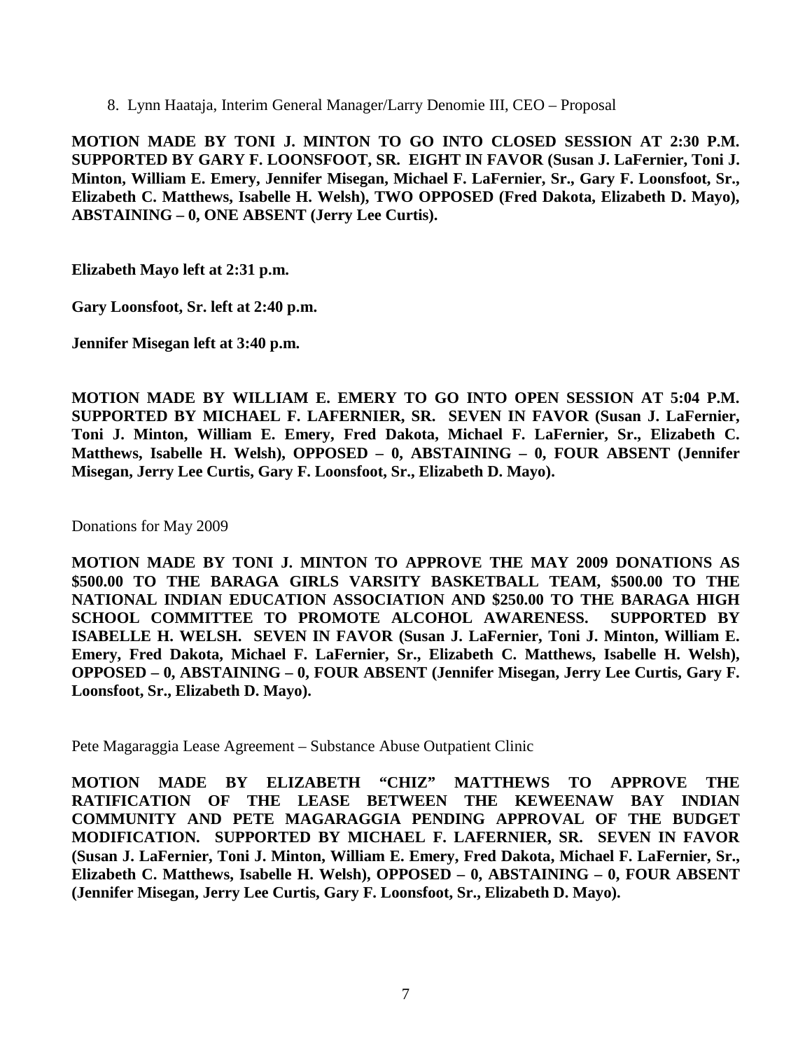8. Lynn Haataja, Interim General Manager/Larry Denomie III, CEO – Proposal

**MOTION MADE BY TONI J. MINTON TO GO INTO CLOSED SESSION AT 2:30 P.M. SUPPORTED BY GARY F. LOONSFOOT, SR. EIGHT IN FAVOR (Susan J. LaFernier, Toni J. Minton, William E. Emery, Jennifer Misegan, Michael F. LaFernier, Sr., Gary F. Loonsfoot, Sr., Elizabeth C. Matthews, Isabelle H. Welsh), TWO OPPOSED (Fred Dakota, Elizabeth D. Mayo), ABSTAINING – 0, ONE ABSENT (Jerry Lee Curtis).**

**Elizabeth Mayo left at 2:31 p.m.**

**Gary Loonsfoot, Sr. left at 2:40 p.m.**

**Jennifer Misegan left at 3:40 p.m.**

**MOTION MADE BY WILLIAM E. EMERY TO GO INTO OPEN SESSION AT 5:04 P.M. SUPPORTED BY MICHAEL F. LAFERNIER, SR. SEVEN IN FAVOR (Susan J. LaFernier, Toni J. Minton, William E. Emery, Fred Dakota, Michael F. LaFernier, Sr., Elizabeth C. Matthews, Isabelle H. Welsh), OPPOSED – 0, ABSTAINING – 0, FOUR ABSENT (Jennifer Misegan, Jerry Lee Curtis, Gary F. Loonsfoot, Sr., Elizabeth D. Mayo).**

Donations for May 2009

**MOTION MADE BY TONI J. MINTON TO APPROVE THE MAY 2009 DONATIONS AS $500.00 TO THE BARAGA GIRLS VARSITY BASKETBALL TEAM, $500.00 TO THE NATIONAL INDIAN EDUCATION ASSOCIATION AND $250.00 TO THE BARAGA HIGH SCHOOL COMMITTEE TO PROMOTE ALCOHOL AWARENESS. SUPPORTED BY ISABELLE H. WELSH. SEVEN IN FAVOR (Susan J. LaFernier, Toni J. Minton, William E. Emery, Fred Dakota, Michael F. LaFernier, Sr., Elizabeth C. Matthews, Isabelle H. Welsh), OPPOSED – 0, ABSTAINING – 0, FOUR ABSENT (Jennifer Misegan, Jerry Lee Curtis, Gary F. Loonsfoot, Sr., Elizabeth D. Mayo).**

Pete Magaraggia Lease Agreement – Substance Abuse Outpatient Clinic

**MOTION MADE BY ELIZABETH "CHIZ" MATTHEWS TO APPROVE THE RATIFICATION OF THE LEASE BETWEEN THE KEWEENAW BAY INDIAN COMMUNITY AND PETE MAGARAGGIA PENDING APPROVAL OF THE BUDGET MODIFICATION. SUPPORTED BY MICHAEL F. LAFERNIER, SR. SEVEN IN FAVOR (Susan J. LaFernier, Toni J. Minton, William E. Emery, Fred Dakota, Michael F. LaFernier, Sr., Elizabeth C. Matthews, Isabelle H. Welsh), OPPOSED – 0, ABSTAINING – 0, FOUR ABSENT (Jennifer Misegan, Jerry Lee Curtis, Gary F. Loonsfoot, Sr., Elizabeth D. Mayo).**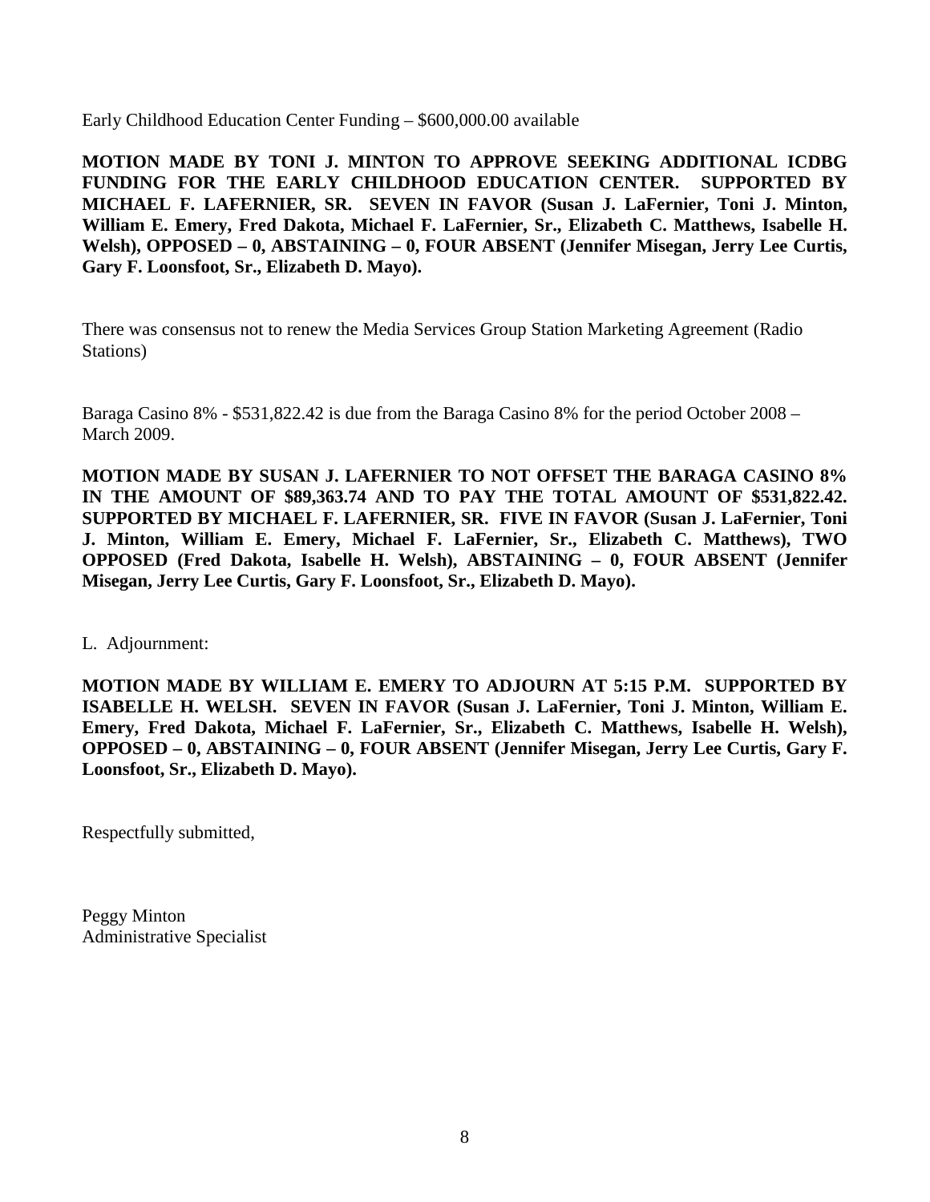Early Childhood Education Center Funding – $600,000.00 available

**MOTION MADE BY TONI J. MINTON TO APPROVE SEEKING ADDITIONAL ICDBG FUNDING FOR THE EARLY CHILDHOOD EDUCATION CENTER. SUPPORTED BY MICHAEL F. LAFERNIER, SR. SEVEN IN FAVOR (Susan J. LaFernier, Toni J. Minton, William E. Emery, Fred Dakota, Michael F. LaFernier, Sr., Elizabeth C. Matthews, Isabelle H. Welsh), OPPOSED – 0, ABSTAINING – 0, FOUR ABSENT (Jennifer Misegan, Jerry Lee Curtis, Gary F. Loonsfoot, Sr., Elizabeth D. Mayo).**

There was consensus not to renew the Media Services Group Station Marketing Agreement (Radio Stations)

Baraga Casino 8% - $531,822.42 is due from the Baraga Casino 8% for the period October 2008 – March 2009.

**MOTION MADE BY SUSAN J. LAFERNIER TO NOT OFFSET THE BARAGA CASINO 8% IN THE AMOUNT OF $89,363.74 AND TO PAY THE TOTAL AMOUNT OF $531,822.42. SUPPORTED BY MICHAEL F. LAFERNIER, SR. FIVE IN FAVOR (Susan J. LaFernier, Toni J. Minton, William E. Emery, Michael F. LaFernier, Sr., Elizabeth C. Matthews), TWO OPPOSED (Fred Dakota, Isabelle H. Welsh), ABSTAINING – 0, FOUR ABSENT (Jennifer Misegan, Jerry Lee Curtis, Gary F. Loonsfoot, Sr., Elizabeth D. Mayo).**

L. Adjournment:

**MOTION MADE BY WILLIAM E. EMERY TO ADJOURN AT 5:15 P.M. SUPPORTED BY ISABELLE H. WELSH. SEVEN IN FAVOR (Susan J. LaFernier, Toni J. Minton, William E. Emery, Fred Dakota, Michael F. LaFernier, Sr., Elizabeth C. Matthews, Isabelle H. Welsh), OPPOSED – 0, ABSTAINING – 0, FOUR ABSENT (Jennifer Misegan, Jerry Lee Curtis, Gary F. Loonsfoot, Sr., Elizabeth D. Mayo).**

Respectfully submitted,

Peggy Minton
Administrative Specialist